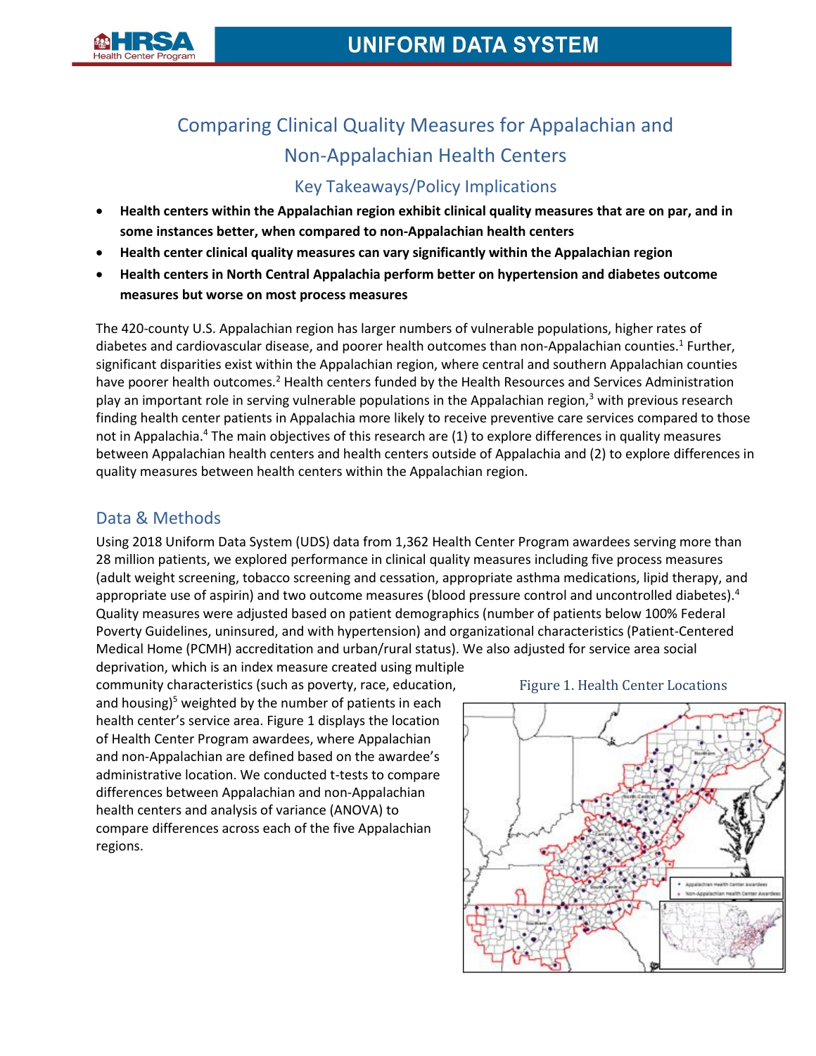# Comparing Clinical Quality Measures for Appalachian and Non-Appalachian Health Centers

## Key Takeaways/Policy Implications

- **Health centers within the Appalachian region exhibit clinical quality measures that are on par, and in some instances better, when compared to non-Appalachian health centers**
- **Health center clinical quality measures can vary significantly within the Appalachian region**
- **Health centers in North Central Appalachia perform better on hypertension and diabetes outcome measures but worse on most process measures**

The 420-county U.S. Appalachian region has larger numbers of vulnerable populations, higher rates of diabetes and cardiovascular disease, and poorer health outcomes than non-Appalachian counties.[1] Further, significant disparities exist within the Appalachian region, where central and southern Appalachian counties have poorer health outcomes.[2] Health centers funded by the Health Resources and Services Administration play an important role in serving vulnerable populations in the Appalachian region,[3] with previous research finding health center patients in Appalachia more likely to receive preventive care services compared to those not in Appalachia.[4] The main objectives of this research are (1) to explore differences in quality measures between Appalachian health centers and health centers outside of Appalachia and (2) to explore differences in quality measures between health centers within the Appalachian region.

## Data & Methods

Using 2018 Uniform Data System (UDS) data from 1,362 Health Center Program awardees serving more than 28 million patients, we explored performance in clinical quality measures including five process measures (adult weight screening, tobacco screening and cessation, appropriate asthma medications, lipid therapy, and appropriate use of aspirin) and two outcome measures (blood pressure control and uncontrolled diabetes).[4] Quality measures were adjusted based on patient demographics (number of patients below 100% Federal Poverty Guidelines, uninsured, and with hypertension) and organizational characteristics (Patient-Centered Medical Home (PCMH) accreditation and urban/rural status). We also adjusted for service area social deprivation, which is an index measure created using multiple community characteristics (such as poverty, race, education, and housing)[5] weighted by the number of patients in each health center's service area. Figure 1 displays the location of Health Center Program awardees, where Appalachian and non-Appalachian are defined based on the awardee's administrative location. We conducted t-tests to compare differences between Appalachian and non-Appalachian health centers and analysis of variance (ANOVA) to compare differences across each of the five Appalachian regions.

Figure 1. Health Center Locations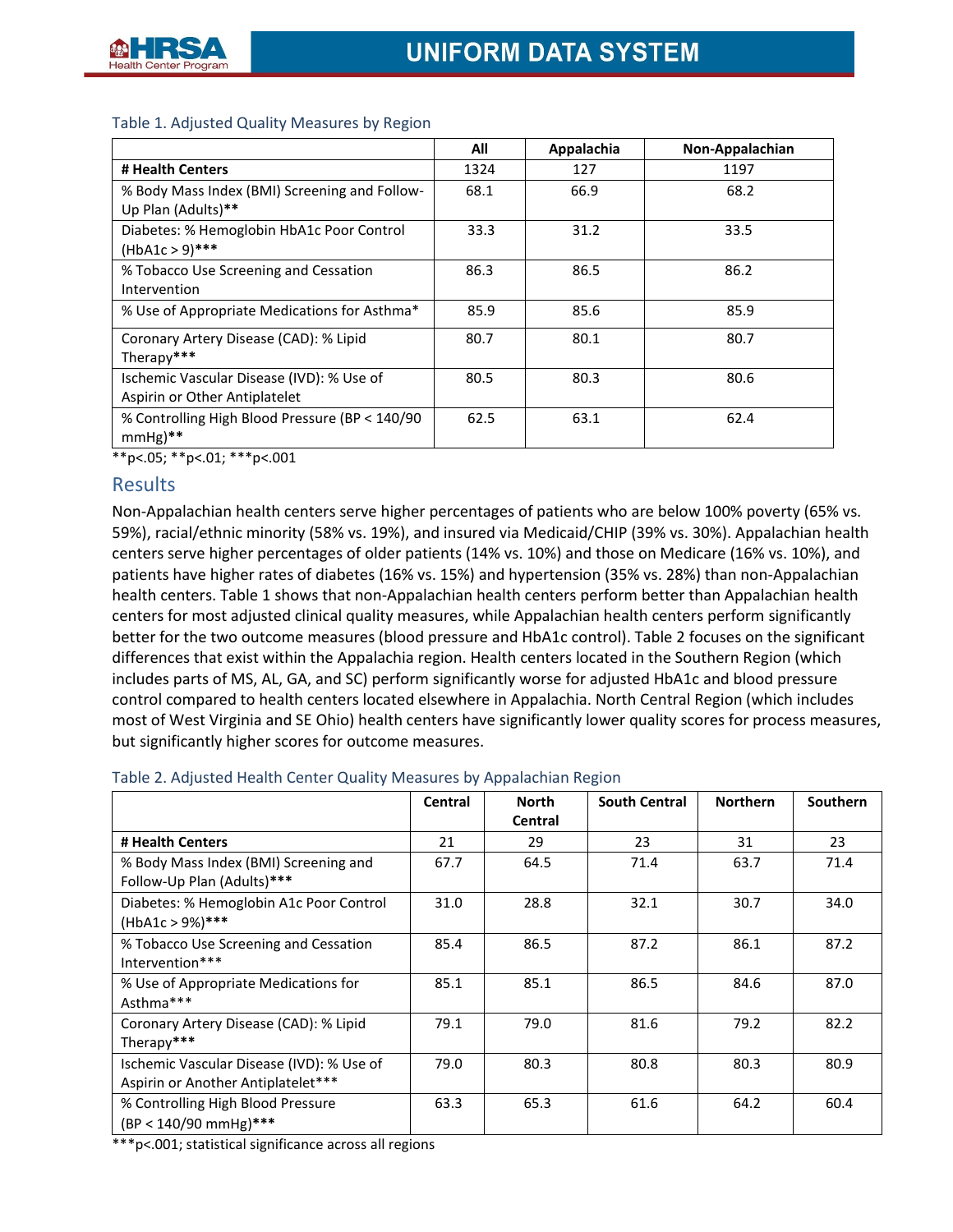Table 1. Adjusted Quality Measures by Region

| | All | Appalachia | Non-Appalachian |
|---|---|---|---|
| **# Health Centers** | 1324 | 127 | 1197 |
| % Body Mass Index (BMI) Screening and Follow-Up Plan (Adults)** | 68.1 | 66.9 | 68.2 |
| Diabetes: % Hemoglobin HbA1c Poor Control (HbA1c > 9)*** | 33.3 | 31.2 | 33.5 |
| % Tobacco Use Screening and Cessation Intervention | 86.3 | 86.5 | 86.2 |
| % Use of Appropriate Medications for Asthma* | 85.9 | 85.6 | 85.9 |
| Coronary Artery Disease (CAD): % Lipid Therapy*** | 80.7 | 80.1 | 80.7 |
| Ischemic Vascular Disease (IVD): % Use of Aspirin or Other Antiplatelet | 80.5 | 80.3 | 80.6 |
| % Controlling High Blood Pressure (BP < 140/90 mmHg)** | 62.5 | 63.1 | 62.4 |

**p<.05; **p<.01; ***p<.001

## Results

Non-Appalachian health centers serve higher percentages of patients who are below 100% poverty (65% vs. 59%), racial/ethnic minority (58% vs. 19%), and insured via Medicaid/CHIP (39% vs. 30%). Appalachian health centers serve higher percentages of older patients (14% vs. 10%) and those on Medicare (16% vs. 10%), and patients have higher rates of diabetes (16% vs. 15%) and hypertension (35% vs. 28%) than non-Appalachian health centers. Table 1 shows that non-Appalachian health centers perform better than Appalachian health centers for most adjusted clinical quality measures, while Appalachian health centers perform significantly better for the two outcome measures (blood pressure and HbA1c control). Table 2 focuses on the significant differences that exist within the Appalachia region. Health centers located in the Southern Region (which includes parts of MS, AL, GA, and SC) perform significantly worse for adjusted HbA1c and blood pressure control compared to health centers located elsewhere in Appalachia. North Central Region (which includes most of West Virginia and SE Ohio) health centers have significantly lower quality scores for process measures, but significantly higher scores for outcome measures.

Table 2. Adjusted Health Center Quality Measures by Appalachian Region

| | Central | North Central | South Central | Northern | Southern |
|---|---|---|---|---|---|
| **# Health Centers** | 21 | 29 | 23 | 31 | 23 |
| % Body Mass Index (BMI) Screening and Follow-Up Plan (Adults)*** | 67.7 | 64.5 | 71.4 | 63.7 | 71.4 |
| Diabetes: % Hemoglobin A1c Poor Control (HbA1c > 9%)*** | 31.0 | 28.8 | 32.1 | 30.7 | 34.0 |
| % Tobacco Use Screening and Cessation Intervention*** | 85.4 | 86.5 | 87.2 | 86.1 | 87.2 |
| % Use of Appropriate Medications for Asthma*** | 85.1 | 85.1 | 86.5 | 84.6 | 87.0 |
| Coronary Artery Disease (CAD): % Lipid Therapy*** | 79.1 | 79.0 | 81.6 | 79.2 | 82.2 |
| Ischemic Vascular Disease (IVD): % Use of Aspirin or Another Antiplatelet*** | 79.0 | 80.3 | 80.8 | 80.3 | 80.9 |
| % Controlling High Blood Pressure (BP < 140/90 mmHg)*** | 63.3 | 65.3 | 61.6 | 64.2 | 60.4 |

***p<.001; statistical significance across all regions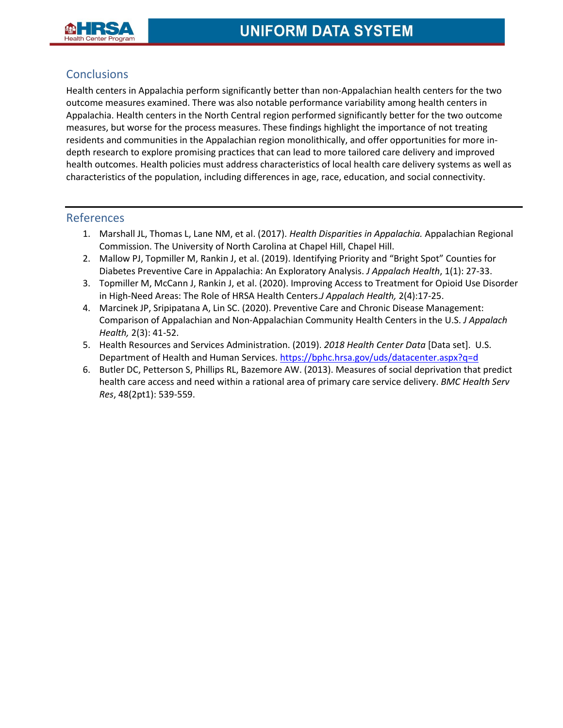## Conclusions

Health centers in Appalachia perform significantly better than non-Appalachian health centers for the two outcome measures examined. There was also notable performance variability among health centers in Appalachia. Health centers in the North Central region performed significantly better for the two outcome measures, but worse for the process measures. These findings highlight the importance of not treating residents and communities in the Appalachian region monolithically, and offer opportunities for more in-depth research to explore promising practices that can lead to more tailored care delivery and improved health outcomes. Health policies must address characteristics of local health care delivery systems as well as characteristics of the population, including differences in age, race, education, and social connectivity.

---

## References

1. Marshall JL, Thomas L, Lane NM, et al. (2017). *Health Disparities in Appalachia.* Appalachian Regional Commission. The University of North Carolina at Chapel Hill, Chapel Hill.
2. Mallow PJ, Topmiller M, Rankin J, et al. (2019). Identifying Priority and "Bright Spot" Counties for Diabetes Preventive Care in Appalachia: An Exploratory Analysis. *J Appalach Health*, 1(1): 27-33.
3. Topmiller M, McCann J, Rankin J, et al. (2020). Improving Access to Treatment for Opioid Use Disorder in High-Need Areas: The Role of HRSA Health Centers.*J Appalach Health,* 2(4):17-25.
4. Marcinek JP, Sripipatana A, Lin SC. (2020). Preventive Care and Chronic Disease Management: Comparison of Appalachian and Non-Appalachian Community Health Centers in the U.S. *J Appalach Health,* 2(3): 41-52.
5. Health Resources and Services Administration. (2019). *2018 Health Center Data* [Data set]. U.S. Department of Health and Human Services. https://bphc.hrsa.gov/uds/datacenter.aspx?q=d
6. Butler DC, Petterson S, Phillips RL, Bazemore AW. (2013). Measures of social deprivation that predict health care access and need within a rational area of primary care service delivery. *BMC Health Serv Res*, 48(2pt1): 539-559.